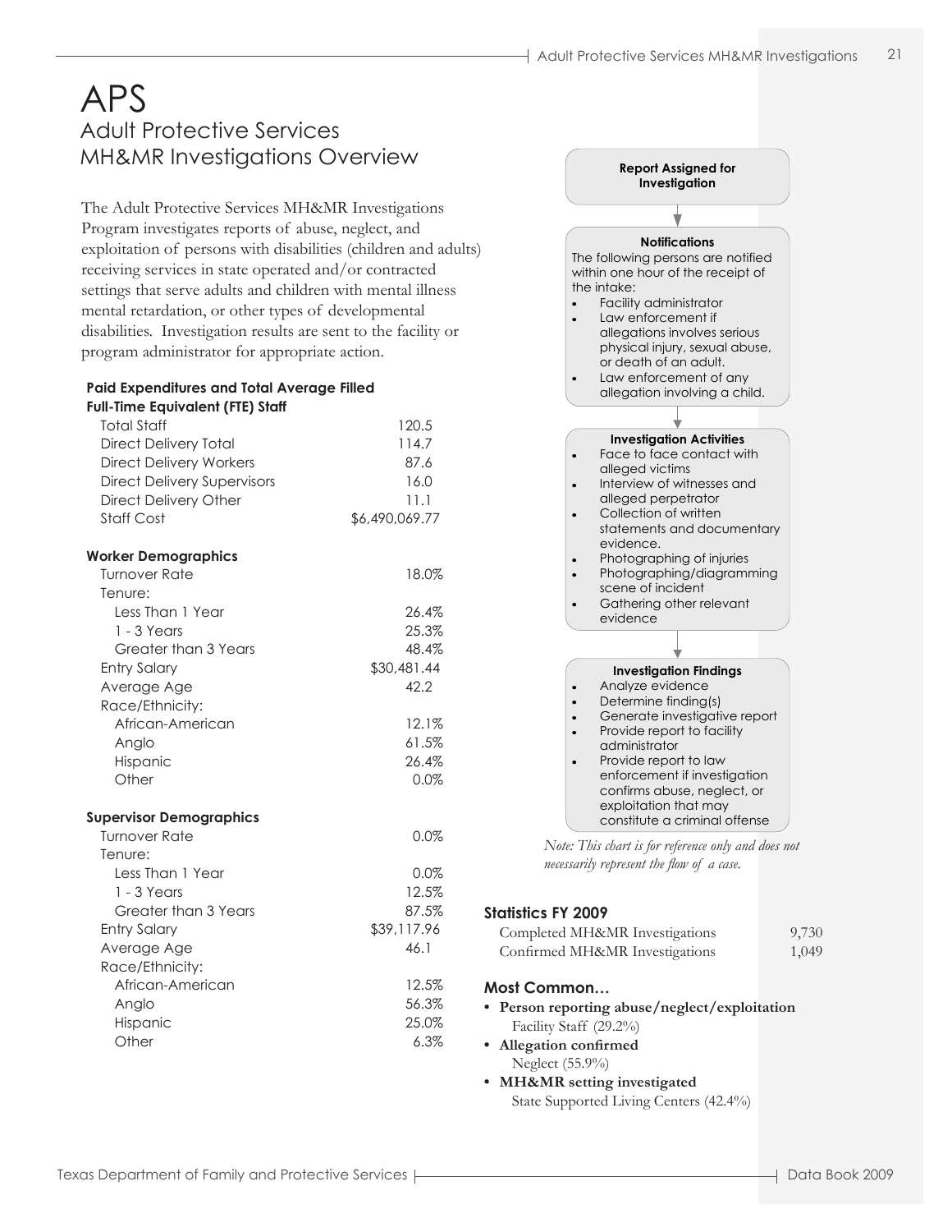# APS

## Adult Protective Services MH&MR Investigations Overview

The Adult Protective Services MH&MR Investigations Program investigates reports of abuse, neglect, and exploitation of persons with disabilities (children and adults) receiving services in state operated and/or contracted settings that serve adults and children with mental illness mental retardation, or other types of developmental disabilities. Investigation results are sent to the facility or program administrator for appropriate action.

**Paid Expenditures and Total Average Filled Full-Time Equivalent (FTE) Staff**

| | |
|---|---|
| Total Staff | 120.5 |
| Direct Delivery Total | 114.7 |
| Direct Delivery Workers | 87.6 |
| Direct Delivery Supervisors | 16.0 |
| Direct Delivery Other | 11.1 |
| Staff Cost | $6,490,069.77 |

**Worker Demographics**

| | |
|---|---|
| Turnover Rate | 18.0% |
| Tenure: | |
| Less Than 1 Year | 26.4% |
| 1 - 3 Years | 25.3% |
| Greater than 3 Years | 48.4% |
| Entry Salary | $30,481.44 |
| Average Age | 42.2 |
| Race/Ethnicity: | |
| African-American | 12.1% |
| Anglo | 61.5% |
| Hispanic | 26.4% |
| Other | 0.0% |

**Supervisor Demographics**

| | |
|---|---|
| Turnover Rate | 0.0% |
| Tenure: | |
| Less Than 1 Year | 0.0% |
| 1 - 3 Years | 12.5% |
| Greater than 3 Years | 87.5% |
| Entry Salary | $39,117.96 |
| Average Age | 46.1 |
| Race/Ethnicity: | |
| African-American | 12.5% |
| Anglo | 56.3% |
| Hispanic | 25.0% |
| Other | 6.3% |

**Report Assigned for Investigation**

↓

**Notifications**

The following persons are notified within one hour of the receipt of the intake:

- Facility administrator
- Law enforcement if allegations involves serious physical injury, sexual abuse, or death of an adult.
- Law enforcement of any allegation involving a child.

↓

**Investigation Activities**

- Face to face contact with alleged victims
- Interview of witnesses and alleged perpetrator
- Collection of written statements and documentary evidence.
- Photographing of injuries
- Photographing/diagramming scene of incident
- Gathering other relevant evidence

↓

**Investigation Findings**

- Analyze evidence
- Determine finding(s)
- Generate investigative report
- Provide report to facility administrator
- Provide report to law enforcement if investigation confirms abuse, neglect, or exploitation that may constitute a criminal offense

*Note: This chart is for reference only and does not necessarily represent the flow of a case.*

**Statistics FY 2009**

| | |
|---|---|
| Completed MH&MR Investigations | 9,730 |
| Confirmed MH&MR Investigations | 1,049 |

**Most Common…**

- **Person reporting abuse/neglect/exploitation**
  Facility Staff (29.2%)
- **Allegation confirmed**
  Neglect (55.9%)
- **MH&MR setting investigated**
  State Supported Living Centers (42.4%)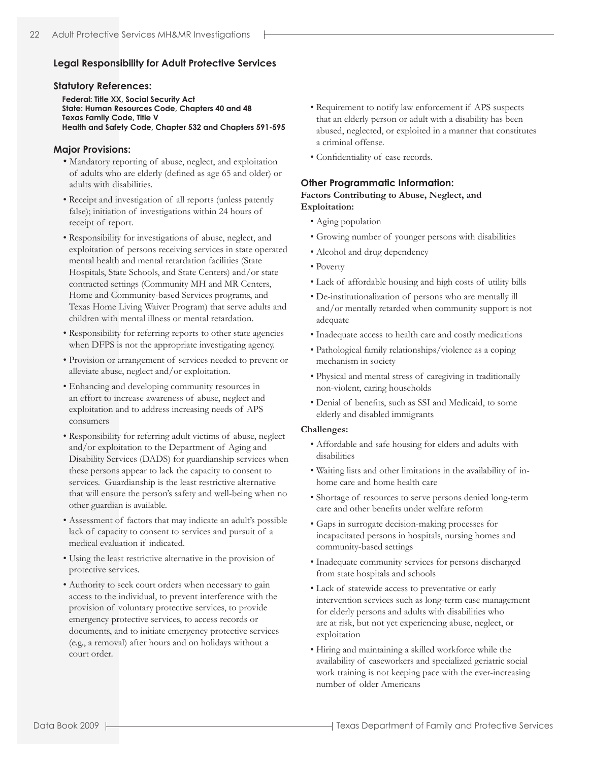## Legal Responsibility for Adult Protective Services

### Statutory References:

**Federal: Title XX, Social Security Act**
**State: Human Resources Code, Chapters 40 and 48**
**Texas Family Code, Title V**
**Health and Safety Code, Chapter 532 and Chapters 591-595**

### Major Provisions:

- Mandatory reporting of abuse, neglect, and exploitation of adults who are elderly (defined as age 65 and older) or adults with disabilities.
- Receipt and investigation of all reports (unless patently false); initiation of investigations within 24 hours of receipt of report.
- Responsibility for investigations of abuse, neglect, and exploitation of persons receiving services in state operated mental health and mental retardation facilities (State Hospitals, State Schools, and State Centers) and/or state contracted settings (Community MH and MR Centers, Home and Community-based Services programs, and Texas Home Living Waiver Program) that serve adults and children with mental illness or mental retardation.
- Responsibility for referring reports to other state agencies when DFPS is not the appropriate investigating agency.
- Provision or arrangement of services needed to prevent or alleviate abuse, neglect and/or exploitation.
- Enhancing and developing community resources in an effort to increase awareness of abuse, neglect and exploitation and to address increasing needs of APS consumers
- Responsibility for referring adult victims of abuse, neglect and/or exploitation to the Department of Aging and Disability Services (DADS) for guardianship services when these persons appear to lack the capacity to consent to services. Guardianship is the least restrictive alternative that will ensure the person's safety and well-being when no other guardian is available.
- Assessment of factors that may indicate an adult's possible lack of capacity to consent to services and pursuit of a medical evaluation if indicated.
- Using the least restrictive alternative in the provision of protective services.
- Authority to seek court orders when necessary to gain access to the individual, to prevent interference with the provision of voluntary protective services, to provide emergency protective services, to access records or documents, and to initiate emergency protective services (e.g., a removal) after hours and on holidays without a court order.
- Requirement to notify law enforcement if APS suspects that an elderly person or adult with a disability has been abused, neglected, or exploited in a manner that constitutes a criminal offense.
- Confidentiality of case records.

### Other Programmatic Information:

**Factors Contributing to Abuse, Neglect, and Exploitation:**

- Aging population
- Growing number of younger persons with disabilities
- Alcohol and drug dependency
- Poverty
- Lack of affordable housing and high costs of utility bills
- De-institutionalization of persons who are mentally ill and/or mentally retarded when community support is not adequate
- Inadequate access to health care and costly medications
- Pathological family relationships/violence as a coping mechanism in society
- Physical and mental stress of caregiving in traditionally non-violent, caring households
- Denial of benefits, such as SSI and Medicaid, to some elderly and disabled immigrants

**Challenges:**

- Affordable and safe housing for elders and adults with disabilities
- Waiting lists and other limitations in the availability of in-home care and home health care
- Shortage of resources to serve persons denied long-term care and other benefits under welfare reform
- Gaps in surrogate decision-making processes for incapacitated persons in hospitals, nursing homes and community-based settings
- Inadequate community services for persons discharged from state hospitals and schools
- Lack of statewide access to preventative or early intervention services such as long-term case management for elderly persons and adults with disabilities who are at risk, but not yet experiencing abuse, neglect, or exploitation
- Hiring and maintaining a skilled workforce while the availability of caseworkers and specialized geriatric social work training is not keeping pace with the ever-increasing number of older Americans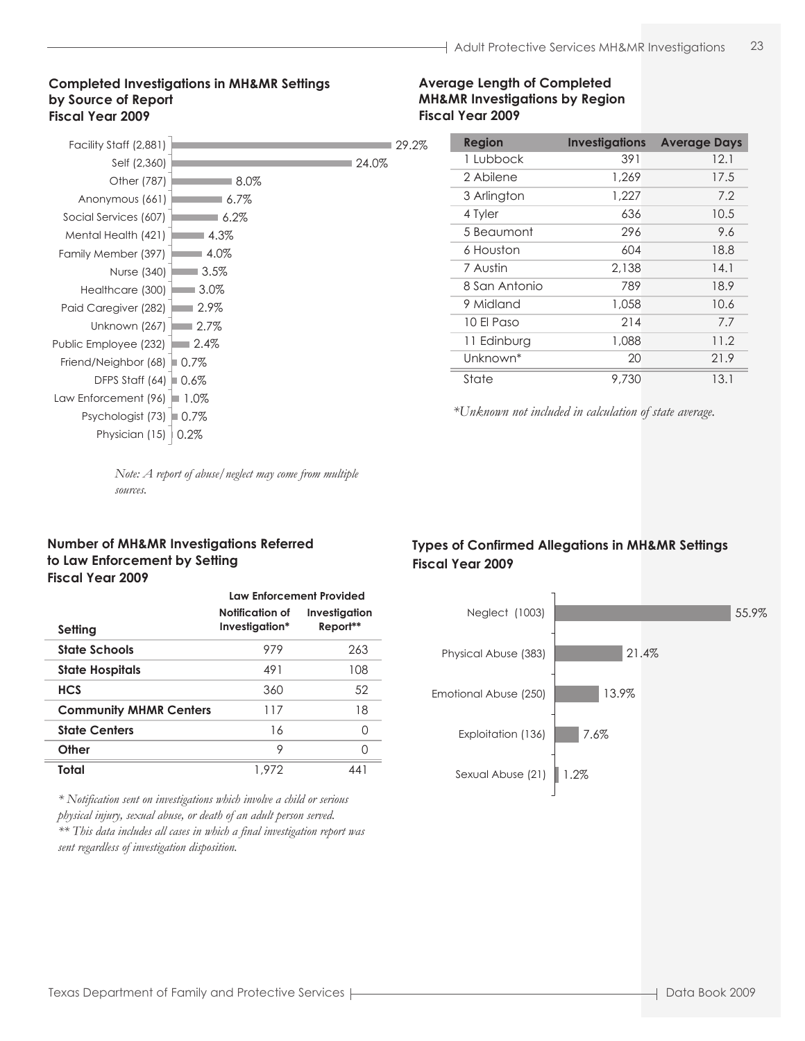## Completed Investigations in MH&MR Settings by Source of Report Fiscal Year 2009

| Source | Percent |
|---|---|
| Facility Staff (2,881) | 29.2% |
| Self (2,360) | 24.0% |
| Other (787) | 8.0% |
| Anonymous (661) | 6.7% |
| Social Services (607) | 6.2% |
| Mental Health (421) | 4.3% |
| Family Member (397) | 4.0% |
| Nurse (340) | 3.5% |
| Healthcare (300) | 3.0% |
| Paid Caregiver (282) | 2.9% |
| Unknown (267) | 2.7% |
| Public Employee (232) | 2.4% |
| Friend/Neighbor (68) | 0.7% |
| DFPS Staff (64) | 0.6% |
| Law Enforcement (96) | 1.0% |
| Psychologist (73) | 0.7% |
| Physician (15) | 0.2% |

*Note: A report of abuse/neglect may come from multiple sources.*

## Average Length of Completed MH&MR Investigations by Region Fiscal Year 2009

| Region | Investigations | Average Days |
|---|---|---|
| 1 Lubbock | 391 | 12.1 |
| 2 Abilene | 1,269 | 17.5 |
| 3 Arlington | 1,227 | 7.2 |
| 4 Tyler | 636 | 10.5 |
| 5 Beaumont | 296 | 9.6 |
| 6 Houston | 604 | 18.8 |
| 7 Austin | 2,138 | 14.1 |
| 8 San Antonio | 789 | 18.9 |
| 9 Midland | 1,058 | 10.6 |
| 10 El Paso | 214 | 7.7 |
| 11 Edinburg | 1,088 | 11.2 |
| Unknown* | 20 | 21.9 |
| State | 9,730 | 13.1 |

*\*Unknown not included in calculation of state average.*

## Number of MH&MR Investigations Referred to Law Enforcement by Setting Fiscal Year 2009

| | Law Enforcement Provided | |
|---|---|---|
| **Setting** | **Notification of Investigation*** | **Investigation Report**** |
| **State Schools** | 979 | 263 |
| **State Hospitals** | 491 | 108 |
| **HCS** | 360 | 52 |
| **Community MHMR Centers** | 117 | 18 |
| **State Centers** | 16 | 0 |
| **Other** | 9 | 0 |
| **Total** | 1,972 | 441 |

*\* Notification sent on investigations which involve a child or serious physical injury, sexual abuse, or death of an adult person served.*
*\*\* This data includes all cases in which a final investigation report was sent regardless of investigation disposition.*

## Types of Confirmed Allegations in MH&MR Settings Fiscal Year 2009

| Allegation Type | Percent |
|---|---|
| Neglect (1003) | 55.9% |
| Physical Abuse (383) | 21.4% |
| Emotional Abuse (250) | 13.9% |
| Exploitation (136) | 7.6% |
| Sexual Abuse (21) | 1.2% |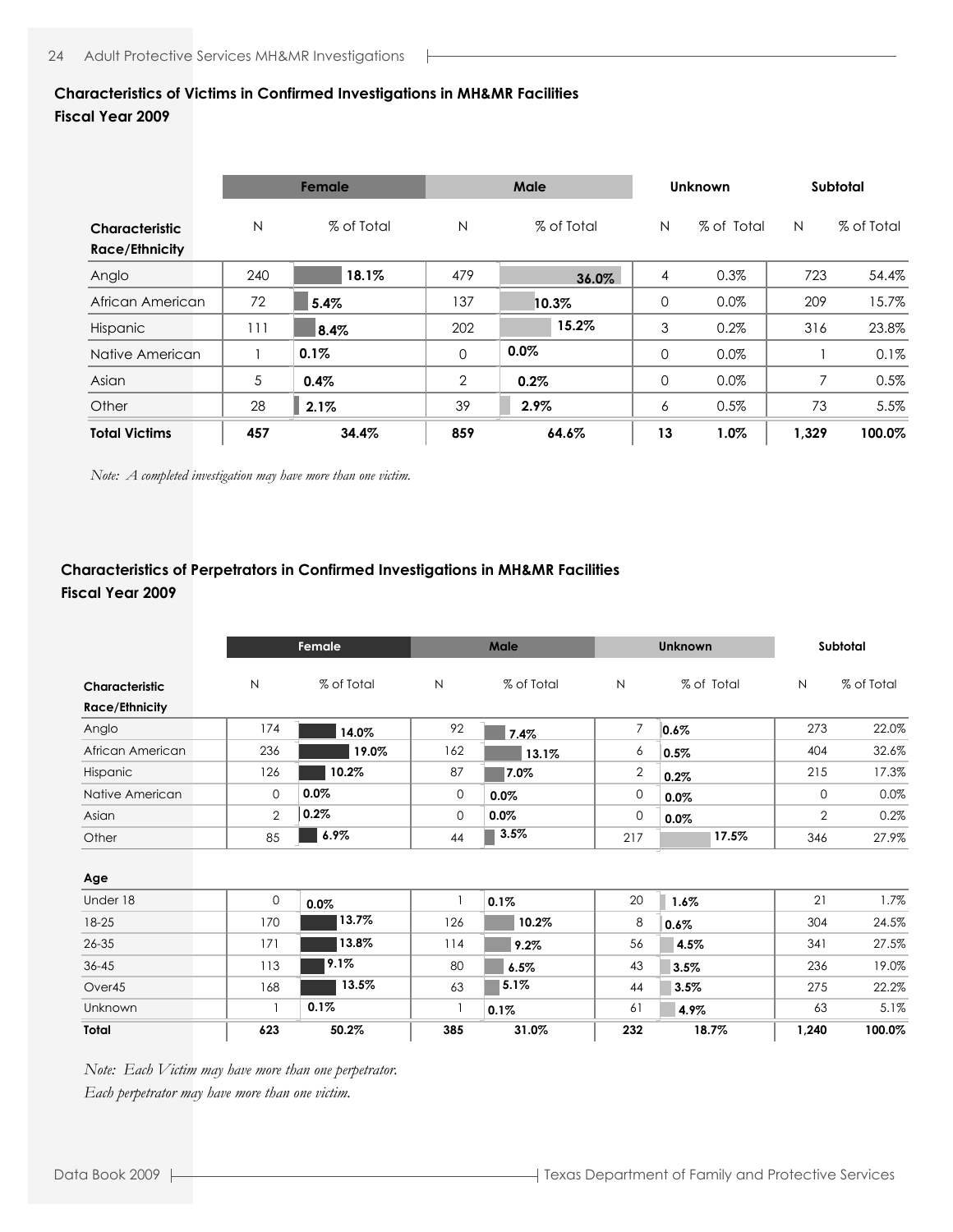**Characteristics of Victims in Confirmed Investigations in MH&MR Facilities**
**Fiscal Year 2009**

| | Female | | Male | | Unknown | | Subtotal | |
|---|---|---|---|---|---|---|---|---|
| **Characteristic Race/Ethnicity** | N | % of Total | N | % of Total | N | % of Total | N | % of Total |
| Anglo | 240 | 18.1% | 479 | 36.0% | 4 | 0.3% | 723 | 54.4% |
| African American | 72 | 5.4% | 137 | 10.3% | 0 | 0.0% | 209 | 15.7% |
| Hispanic | 111 | 8.4% | 202 | 15.2% | 3 | 0.2% | 316 | 23.8% |
| Native American | 1 | 0.1% | 0 | 0.0% | 0 | 0.0% | 1 | 0.1% |
| Asian | 5 | 0.4% | 2 | 0.2% | 0 | 0.0% | 7 | 0.5% |
| Other | 28 | 2.1% | 39 | 2.9% | 6 | 0.5% | 73 | 5.5% |
| **Total Victims** | **457** | **34.4%** | **859** | **64.6%** | **13** | **1.0%** | **1,329** | **100.0%** |

*Note: A completed investigation may have more than one victim.*

**Characteristics of Perpetrators in Confirmed Investigations in MH&MR Facilities**
**Fiscal Year 2009**

| | Female | | Male | | Unknown | | Subtotal | |
|---|---|---|---|---|---|---|---|---|
| **Characteristic Race/Ethnicity** | N | % of Total | N | % of Total | N | % of Total | N | % of Total |
| Anglo | 174 | 14.0% | 92 | 7.4% | 7 | 0.6% | 273 | 22.0% |
| African American | 236 | 19.0% | 162 | 13.1% | 6 | 0.5% | 404 | 32.6% |
| Hispanic | 126 | 10.2% | 87 | 7.0% | 2 | 0.2% | 215 | 17.3% |
| Native American | 0 | 0.0% | 0 | 0.0% | 0 | 0.0% | 0 | 0.0% |
| Asian | 2 | 0.2% | 0 | 0.0% | 0 | 0.0% | 2 | 0.2% |
| Other | 85 | 6.9% | 44 | 3.5% | 217 | 17.5% | 346 | 27.9% |
| **Age** | | | | | | | | |
| Under 18 | 0 | 0.0% | 1 | 0.1% | 20 | 1.6% | 21 | 1.7% |
| 18-25 | 170 | 13.7% | 126 | 10.2% | 8 | 0.6% | 304 | 24.5% |
| 26-35 | 171 | 13.8% | 114 | 9.2% | 56 | 4.5% | 341 | 27.5% |
| 36-45 | 113 | 9.1% | 80 | 6.5% | 43 | 3.5% | 236 | 19.0% |
| Over45 | 168 | 13.5% | 63 | 5.1% | 44 | 3.5% | 275 | 22.2% |
| Unknown | 1 | 0.1% | 1 | 0.1% | 61 | 4.9% | 63 | 5.1% |
| **Total** | **623** | **50.2%** | **385** | **31.0%** | **232** | **18.7%** | **1,240** | **100.0%** |

*Note: Each Victim may have more than one perpetrator.*
*Each perpetrator may have more than one victim.*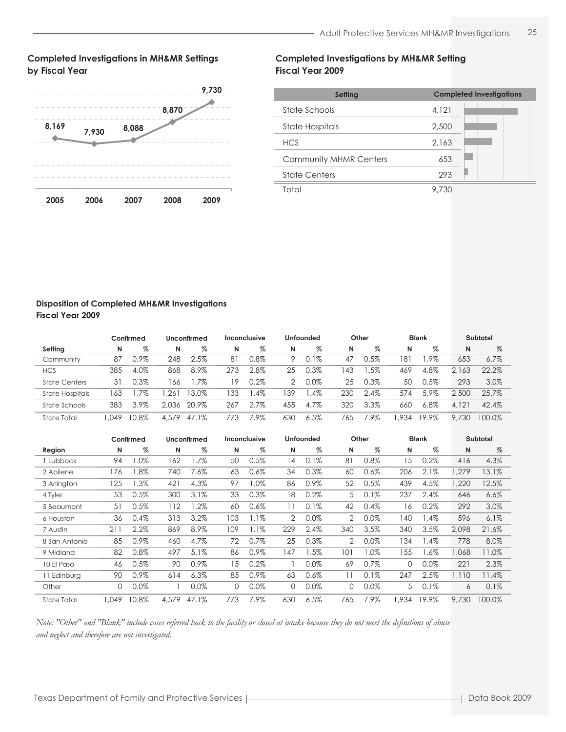## Completed Investigations in MH&MR Settings by Fiscal Year

8,169
7,930
8,088
8,870
9,730

2005
2006
2007
2008
2009

## Completed Investigations by MH&MR Setting Fiscal Year 2009

| Setting | Completed Investigations |
|---|---|
| State Schools | 4,121 |
| State Hospitals | 2,500 |
| HCS | 2,163 |
| Community MHMR Centers | 653 |
| State Centers | 293 |
| Total | 9,730 |

## Disposition of Completed MH&MR Investigations Fiscal Year 2009

| | Confirmed | | Unconfirmed | | Inconclusive | | Unfounded | | Other | | Blank | | Subtotal | |
|---|---|---|---|---|---|---|---|---|---|---|---|---|---|---|
| Setting | N | % | N | % | N | % | N | % | N | % | N | % | N | % |
| Community | 87 | 0.9% | 248 | 2.5% | 81 | 0.8% | 9 | 0.1% | 47 | 0.5% | 181 | 1.9% | 653 | 6.7% |
| HCS | 385 | 4.0% | 868 | 8.9% | 273 | 2.8% | 25 | 0.3% | 143 | 1.5% | 469 | 4.8% | 2,163 | 22.2% |
| State Centers | 31 | 0.3% | 166 | 1.7% | 19 | 0.2% | 2 | 0.0% | 25 | 0.3% | 50 | 0.5% | 293 | 3.0% |
| State Hospitals | 163 | 1.7% | 1,261 | 13.0% | 133 | 1.4% | 139 | 1.4% | 230 | 2.4% | 574 | 5.9% | 2,500 | 25.7% |
| State Schools | 383 | 3.9% | 2,036 | 20.9% | 267 | 2.7% | 455 | 4.7% | 320 | 3.3% | 660 | 6.8% | 4,121 | 42.4% |
| State Total | 1,049 | 10.8% | 4,579 | 47.1% | 773 | 7.9% | 630 | 6.5% | 765 | 7.9% | 1,934 | 19.9% | 9,730 | 100.0% |

| | Confirmed | | Unconfirmed | | Inconclusive | | Unfounded | | Other | | Blank | | Subtotal | |
|---|---|---|---|---|---|---|---|---|---|---|---|---|---|---|
| Region | N | % | N | % | N | % | N | % | N | % | N | % | N | % |
| 1 Lubbock | 94 | 1.0% | 162 | 1.7% | 50 | 0.5% | 14 | 0.1% | 81 | 0.8% | 15 | 0.2% | 416 | 4.3% |
| 2 Abilene | 176 | 1.8% | 740 | 7.6% | 63 | 0.6% | 34 | 0.3% | 60 | 0.6% | 206 | 2.1% | 1,279 | 13.1% |
| 3 Arlington | 125 | 1.3% | 421 | 4.3% | 97 | 1.0% | 86 | 0.9% | 52 | 0.5% | 439 | 4.5% | 1,220 | 12.5% |
| 4 Tyler | 53 | 0.5% | 300 | 3.1% | 33 | 0.3% | 18 | 0.2% | 5 | 0.1% | 237 | 2.4% | 646 | 6.6% |
| 5 Beaumont | 51 | 0.5% | 112 | 1.2% | 60 | 0.6% | 11 | 0.1% | 42 | 0.4% | 16 | 0.2% | 292 | 3.0% |
| 6 Houston | 36 | 0.4% | 313 | 3.2% | 103 | 1.1% | 2 | 0.0% | 2 | 0.0% | 140 | 1.4% | 596 | 6.1% |
| 7 Austin | 211 | 2.2% | 869 | 8.9% | 109 | 1.1% | 229 | 2.4% | 340 | 3.5% | 340 | 3.5% | 2,098 | 21.6% |
| 8 San Antonio | 85 | 0.9% | 460 | 4.7% | 72 | 0.7% | 25 | 0.3% | 2 | 0.0% | 134 | 1.4% | 778 | 8.0% |
| 9 Midland | 82 | 0.8% | 497 | 5.1% | 86 | 0.9% | 147 | 1.5% | 101 | 1.0% | 155 | 1.6% | 1,068 | 11.0% |
| 10 El Paso | 46 | 0.5% | 90 | 0.9% | 15 | 0.2% | 1 | 0.0% | 69 | 0.7% | 0 | 0.0% | 221 | 2.3% |
| 11 Edinburg | 90 | 0.9% | 614 | 6.3% | 85 | 0.9% | 63 | 0.6% | 11 | 0.1% | 247 | 2.5% | 1,110 | 11.4% |
| Other | 0 | 0.0% | 1 | 0.0% | 0 | 0.0% | 0 | 0.0% | 0 | 0.0% | 5 | 0.1% | 6 | 0.1% |
| State Total | 1,049 | 10.8% | 4,579 | 47.1% | 773 | 7.9% | 630 | 6.5% | 765 | 7.9% | 1,934 | 19.9% | 9,730 | 100.0% |

*Note: "Other" and "Blank" include cases referred back to the facility or closed at intake because they do not meet the definitions of abuse and neglect and therefore are not investigated.*